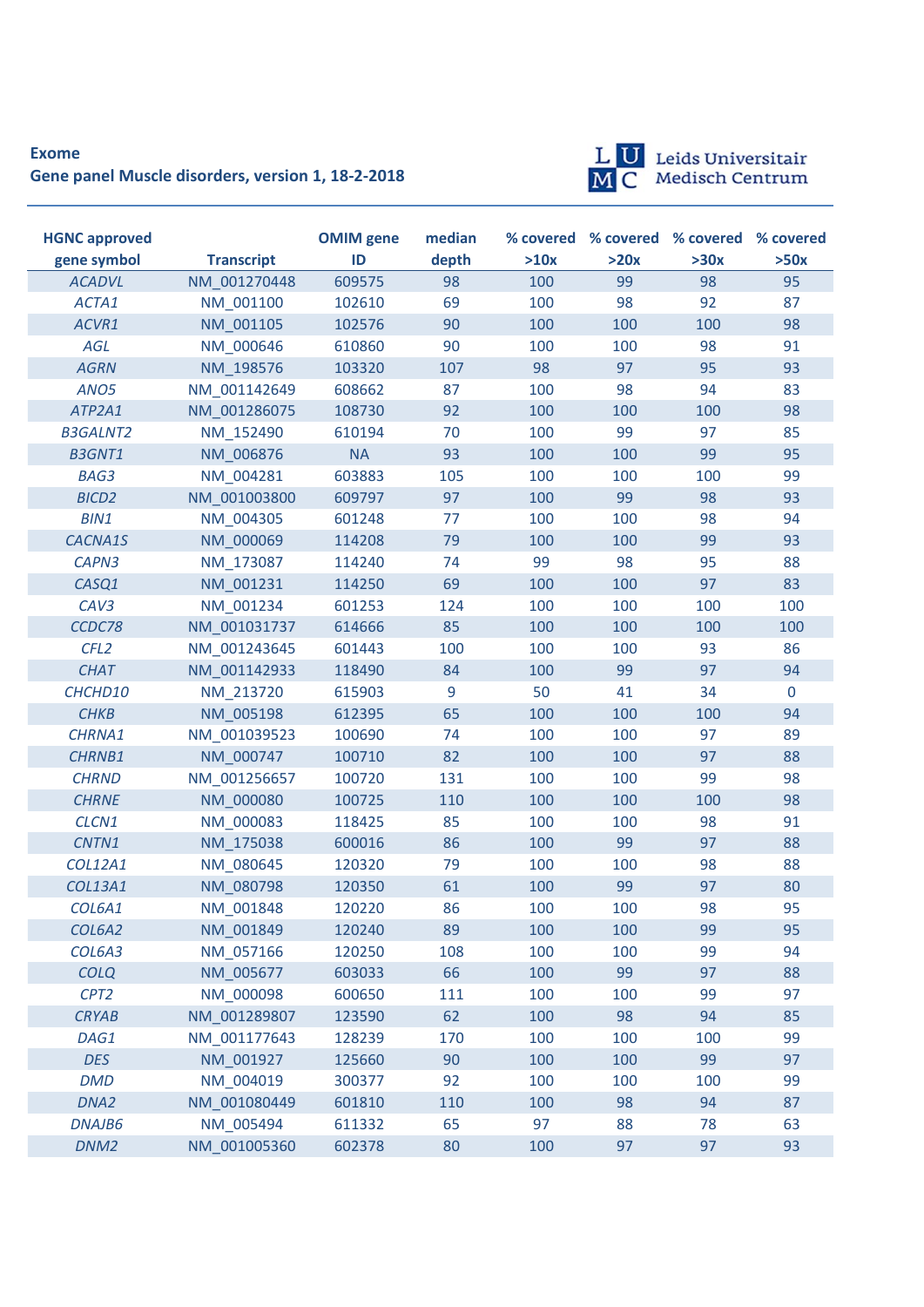**Exome**

**Gene panel Muscle disorders, version 1, 18-2-2018**

Leids Universitair Medisch Centrum

| HGNC approved gene symbol | Transcript | OMIM gene ID | median depth | % covered >10x | % covered >20x | % covered >30x | % covered >50x |
|---|---|---|---|---|---|---|---|
| *ACADVL* | NM_001270448 | 609575 | 98 | 100 | 99 | 98 | 95 |
| *ACTA1* | NM_001100 | 102610 | 69 | 100 | 98 | 92 | 87 |
| *ACVR1* | NM_001105 | 102576 | 90 | 100 | 100 | 100 | 98 |
| *AGL* | NM_000646 | 610860 | 90 | 100 | 100 | 98 | 91 |
| *AGRN* | NM_198576 | 103320 | 107 | 98 | 97 | 95 | 93 |
| *ANO5* | NM_001142649 | 608662 | 87 | 100 | 98 | 94 | 83 |
| *ATP2A1* | NM_001286075 | 108730 | 92 | 100 | 100 | 100 | 98 |
| *B3GALNT2* | NM_152490 | 610194 | 70 | 100 | 99 | 97 | 85 |
| *B3GNT1* | NM_006876 | NA | 93 | 100 | 100 | 99 | 95 |
| *BAG3* | NM_004281 | 603883 | 105 | 100 | 100 | 100 | 99 |
| *BICD2* | NM_001003800 | 609797 | 97 | 100 | 99 | 98 | 93 |
| *BIN1* | NM_004305 | 601248 | 77 | 100 | 100 | 98 | 94 |
| *CACNA1S* | NM_000069 | 114208 | 79 | 100 | 100 | 99 | 93 |
| *CAPN3* | NM_173087 | 114240 | 74 | 99 | 98 | 95 | 88 |
| *CASQ1* | NM_001231 | 114250 | 69 | 100 | 100 | 97 | 83 |
| *CAV3* | NM_001234 | 601253 | 124 | 100 | 100 | 100 | 100 |
| *CCDC78* | NM_001031737 | 614666 | 85 | 100 | 100 | 100 | 100 |
| *CFL2* | NM_001243645 | 601443 | 100 | 100 | 100 | 93 | 86 |
| *CHAT* | NM_001142933 | 118490 | 84 | 100 | 99 | 97 | 94 |
| *CHCHD10* | NM_213720 | 615903 | 9 | 50 | 41 | 34 | 0 |
| *CHKB* | NM_005198 | 612395 | 65 | 100 | 100 | 100 | 94 |
| *CHRNA1* | NM_001039523 | 100690 | 74 | 100 | 100 | 97 | 89 |
| *CHRNB1* | NM_000747 | 100710 | 82 | 100 | 100 | 97 | 88 |
| *CHRND* | NM_001256657 | 100720 | 131 | 100 | 100 | 99 | 98 |
| *CHRNE* | NM_000080 | 100725 | 110 | 100 | 100 | 100 | 98 |
| *CLCN1* | NM_000083 | 118425 | 85 | 100 | 100 | 98 | 91 |
| *CNTN1* | NM_175038 | 600016 | 86 | 100 | 99 | 97 | 88 |
| *COL12A1* | NM_080645 | 120320 | 79 | 100 | 100 | 98 | 88 |
| *COL13A1* | NM_080798 | 120350 | 61 | 100 | 99 | 97 | 80 |
| *COL6A1* | NM_001848 | 120220 | 86 | 100 | 100 | 98 | 95 |
| *COL6A2* | NM_001849 | 120240 | 89 | 100 | 100 | 99 | 95 |
| *COL6A3* | NM_057166 | 120250 | 108 | 100 | 100 | 99 | 94 |
| *COLQ* | NM_005677 | 603033 | 66 | 100 | 99 | 97 | 88 |
| *CPT2* | NM_000098 | 600650 | 111 | 100 | 100 | 99 | 97 |
| *CRYAB* | NM_001289807 | 123590 | 62 | 100 | 98 | 94 | 85 |
| *DAG1* | NM_001177643 | 128239 | 170 | 100 | 100 | 100 | 99 |
| *DES* | NM_001927 | 125660 | 90 | 100 | 100 | 99 | 97 |
| *DMD* | NM_004019 | 300377 | 92 | 100 | 100 | 100 | 99 |
| *DNA2* | NM_001080449 | 601810 | 110 | 100 | 98 | 94 | 87 |
| *DNAJB6* | NM_005494 | 611332 | 65 | 97 | 88 | 78 | 63 |
| *DNM2* | NM_001005360 | 602378 | 80 | 100 | 97 | 97 | 93 |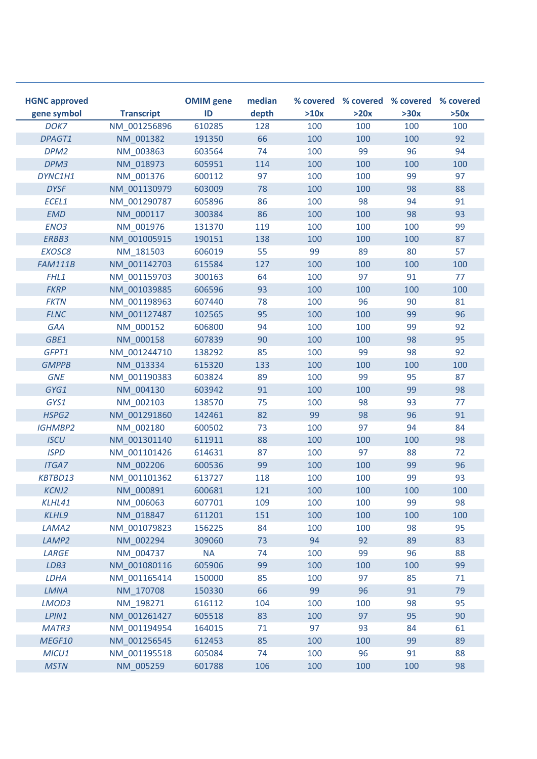| HGNC approved gene symbol | Transcript | OMIM gene ID | median depth | % covered >10x | % covered >20x | % covered >30x | % covered >50x |
|---|---|---|---|---|---|---|---|
| *DOK7* | NM_001256896 | 610285 | 128 | 100 | 100 | 100 | 100 |
| *DPAGT1* | NM_001382 | 191350 | 66 | 100 | 100 | 100 | 92 |
| *DPM2* | NM_003863 | 603564 | 74 | 100 | 99 | 96 | 94 |
| *DPM3* | NM_018973 | 605951 | 114 | 100 | 100 | 100 | 100 |
| *DYNC1H1* | NM_001376 | 600112 | 97 | 100 | 100 | 99 | 97 |
| *DYSF* | NM_001130979 | 603009 | 78 | 100 | 100 | 98 | 88 |
| *ECEL1* | NM_001290787 | 605896 | 86 | 100 | 98 | 94 | 91 |
| *EMD* | NM_000117 | 300384 | 86 | 100 | 100 | 98 | 93 |
| *ENO3* | NM_001976 | 131370 | 119 | 100 | 100 | 100 | 99 |
| *ERBB3* | NM_001005915 | 190151 | 138 | 100 | 100 | 100 | 87 |
| *EXOSC8* | NM_181503 | 606019 | 55 | 99 | 89 | 80 | 57 |
| *FAM111B* | NM_001142703 | 615584 | 127 | 100 | 100 | 100 | 100 |
| *FHL1* | NM_001159703 | 300163 | 64 | 100 | 97 | 91 | 77 |
| *FKRP* | NM_001039885 | 606596 | 93 | 100 | 100 | 100 | 100 |
| *FKTN* | NM_001198963 | 607440 | 78 | 100 | 96 | 90 | 81 |
| *FLNC* | NM_001127487 | 102565 | 95 | 100 | 100 | 99 | 96 |
| *GAA* | NM_000152 | 606800 | 94 | 100 | 100 | 99 | 92 |
| *GBE1* | NM_000158 | 607839 | 90 | 100 | 100 | 98 | 95 |
| *GFPT1* | NM_001244710 | 138292 | 85 | 100 | 99 | 98 | 92 |
| *GMPPB* | NM_013334 | 615320 | 133 | 100 | 100 | 100 | 100 |
| *GNE* | NM_001190383 | 603824 | 89 | 100 | 99 | 95 | 87 |
| *GYG1* | NM_004130 | 603942 | 91 | 100 | 100 | 99 | 98 |
| *GYS1* | NM_002103 | 138570 | 75 | 100 | 98 | 93 | 77 |
| *HSPG2* | NM_001291860 | 142461 | 82 | 99 | 98 | 96 | 91 |
| *IGHMBP2* | NM_002180 | 600502 | 73 | 100 | 97 | 94 | 84 |
| *ISCU* | NM_001301140 | 611911 | 88 | 100 | 100 | 100 | 98 |
| *ISPD* | NM_001101426 | 614631 | 87 | 100 | 97 | 88 | 72 |
| *ITGA7* | NM_002206 | 600536 | 99 | 100 | 100 | 99 | 96 |
| *KBTBD13* | NM_001101362 | 613727 | 118 | 100 | 100 | 99 | 93 |
| *KCNJ2* | NM_000891 | 600681 | 121 | 100 | 100 | 100 | 100 |
| *KLHL41* | NM_006063 | 607701 | 109 | 100 | 100 | 99 | 98 |
| *KLHL9* | NM_018847 | 611201 | 151 | 100 | 100 | 100 | 100 |
| *LAMA2* | NM_001079823 | 156225 | 84 | 100 | 100 | 98 | 95 |
| *LAMP2* | NM_002294 | 309060 | 73 | 94 | 92 | 89 | 83 |
| *LARGE* | NM_004737 | NA | 74 | 100 | 99 | 96 | 88 |
| *LDB3* | NM_001080116 | 605906 | 99 | 100 | 100 | 100 | 99 |
| *LDHA* | NM_001165414 | 150000 | 85 | 100 | 97 | 85 | 71 |
| *LMNA* | NM_170708 | 150330 | 66 | 99 | 96 | 91 | 79 |
| *LMOD3* | NM_198271 | 616112 | 104 | 100 | 100 | 98 | 95 |
| *LPIN1* | NM_001261427 | 605518 | 83 | 100 | 97 | 95 | 90 |
| *MATR3* | NM_001194954 | 164015 | 71 | 97 | 93 | 84 | 61 |
| *MEGF10* | NM_001256545 | 612453 | 85 | 100 | 100 | 99 | 89 |
| *MICU1* | NM_001195518 | 605084 | 74 | 100 | 96 | 91 | 88 |
| *MSTN* | NM_005259 | 601788 | 106 | 100 | 100 | 100 | 98 |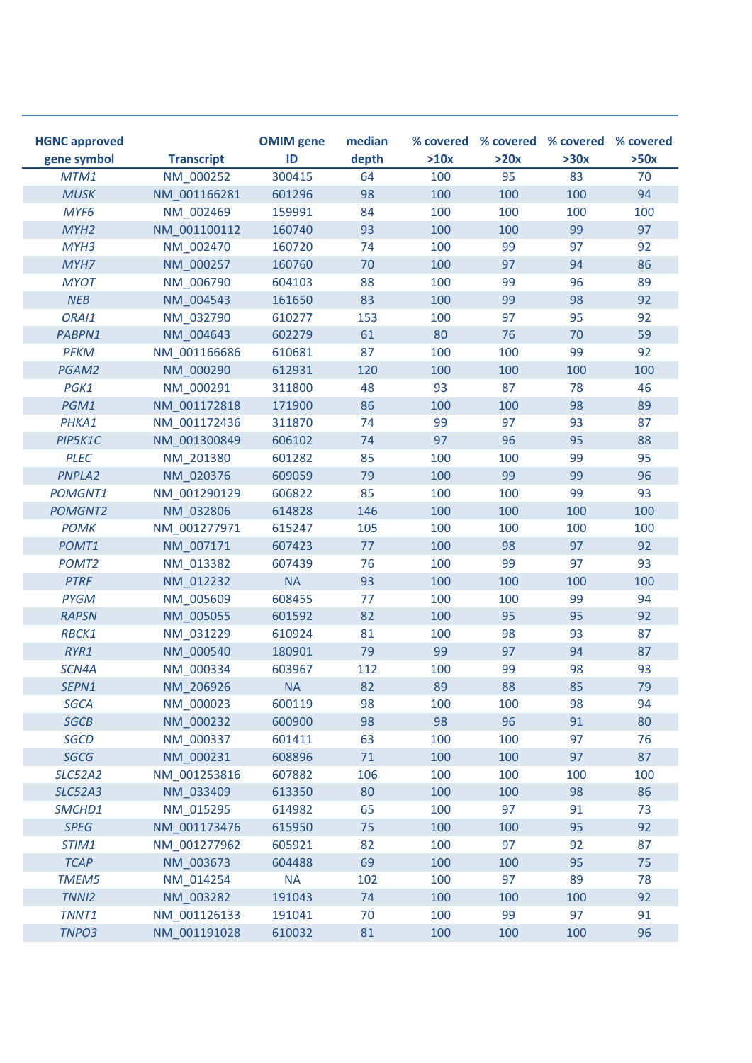| HGNC approved gene symbol | Transcript | OMIM gene ID | median depth | % covered >10x | % covered >20x | % covered >30x | % covered >50x |
|---|---|---|---|---|---|---|---|
| *MTM1* | NM_000252 | 300415 | 64 | 100 | 95 | 83 | 70 |
| *MUSK* | NM_001166281 | 601296 | 98 | 100 | 100 | 100 | 94 |
| *MYF6* | NM_002469 | 159991 | 84 | 100 | 100 | 100 | 100 |
| *MYH2* | NM_001100112 | 160740 | 93 | 100 | 100 | 99 | 97 |
| *MYH3* | NM_002470 | 160720 | 74 | 100 | 99 | 97 | 92 |
| *MYH7* | NM_000257 | 160760 | 70 | 100 | 97 | 94 | 86 |
| *MYOT* | NM_006790 | 604103 | 88 | 100 | 99 | 96 | 89 |
| *NEB* | NM_004543 | 161650 | 83 | 100 | 99 | 98 | 92 |
| *ORAI1* | NM_032790 | 610277 | 153 | 100 | 97 | 95 | 92 |
| *PABPN1* | NM_004643 | 602279 | 61 | 80 | 76 | 70 | 59 |
| *PFKM* | NM_001166686 | 610681 | 87 | 100 | 100 | 99 | 92 |
| *PGAM2* | NM_000290 | 612931 | 120 | 100 | 100 | 100 | 100 |
| *PGK1* | NM_000291 | 311800 | 48 | 93 | 87 | 78 | 46 |
| *PGM1* | NM_001172818 | 171900 | 86 | 100 | 100 | 98 | 89 |
| *PHKA1* | NM_001172436 | 311870 | 74 | 99 | 97 | 93 | 87 |
| *PIP5K1C* | NM_001300849 | 606102 | 74 | 97 | 96 | 95 | 88 |
| *PLEC* | NM_201380 | 601282 | 85 | 100 | 100 | 99 | 95 |
| *PNPLA2* | NM_020376 | 609059 | 79 | 100 | 99 | 99 | 96 |
| *POMGNT1* | NM_001290129 | 606822 | 85 | 100 | 100 | 99 | 93 |
| *POMGNT2* | NM_032806 | 614828 | 146 | 100 | 100 | 100 | 100 |
| *POMK* | NM_001277971 | 615247 | 105 | 100 | 100 | 100 | 100 |
| *POMT1* | NM_007171 | 607423 | 77 | 100 | 98 | 97 | 92 |
| *POMT2* | NM_013382 | 607439 | 76 | 100 | 99 | 97 | 93 |
| *PTRF* | NM_012232 | NA | 93 | 100 | 100 | 100 | 100 |
| *PYGM* | NM_005609 | 608455 | 77 | 100 | 100 | 99 | 94 |
| *RAPSN* | NM_005055 | 601592 | 82 | 100 | 95 | 95 | 92 |
| *RBCK1* | NM_031229 | 610924 | 81 | 100 | 98 | 93 | 87 |
| *RYR1* | NM_000540 | 180901 | 79 | 99 | 97 | 94 | 87 |
| *SCN4A* | NM_000334 | 603967 | 112 | 100 | 99 | 98 | 93 |
| *SEPN1* | NM_206926 | NA | 82 | 89 | 88 | 85 | 79 |
| *SGCA* | NM_000023 | 600119 | 98 | 100 | 100 | 98 | 94 |
| *SGCB* | NM_000232 | 600900 | 98 | 98 | 96 | 91 | 80 |
| *SGCD* | NM_000337 | 601411 | 63 | 100 | 100 | 97 | 76 |
| *SGCG* | NM_000231 | 608896 | 71 | 100 | 100 | 97 | 87 |
| *SLC52A2* | NM_001253816 | 607882 | 106 | 100 | 100 | 100 | 100 |
| *SLC52A3* | NM_033409 | 613350 | 80 | 100 | 100 | 98 | 86 |
| *SMCHD1* | NM_015295 | 614982 | 65 | 100 | 97 | 91 | 73 |
| *SPEG* | NM_001173476 | 615950 | 75 | 100 | 100 | 95 | 92 |
| *STIM1* | NM_001277962 | 605921 | 82 | 100 | 97 | 92 | 87 |
| *TCAP* | NM_003673 | 604488 | 69 | 100 | 100 | 95 | 75 |
| *TMEM5* | NM_014254 | NA | 102 | 100 | 97 | 89 | 78 |
| *TNNI2* | NM_003282 | 191043 | 74 | 100 | 100 | 100 | 92 |
| *TNNT1* | NM_001126133 | 191041 | 70 | 100 | 99 | 97 | 91 |
| *TNPO3* | NM_001191028 | 610032 | 81 | 100 | 100 | 100 | 96 |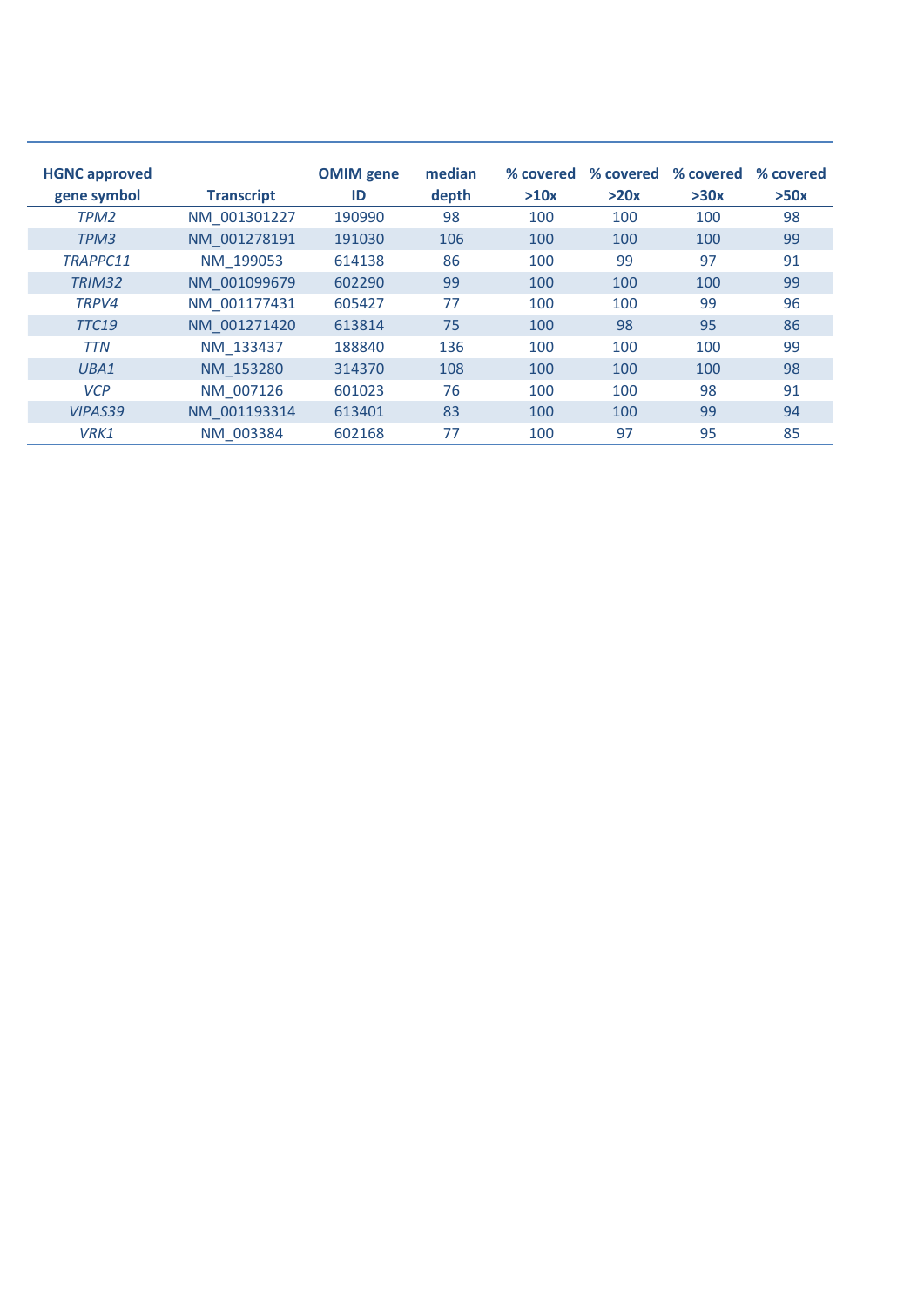| HGNC approved gene symbol | Transcript | OMIM gene ID | median depth | % covered >10x | % covered >20x | % covered >30x | % covered >50x |
|---|---|---|---|---|---|---|---|
| *TPM2* | NM_001301227 | 190990 | 98 | 100 | 100 | 100 | 98 |
| *TPM3* | NM_001278191 | 191030 | 106 | 100 | 100 | 100 | 99 |
| *TRAPPC11* | NM_199053 | 614138 | 86 | 100 | 99 | 97 | 91 |
| *TRIM32* | NM_001099679 | 602290 | 99 | 100 | 100 | 100 | 99 |
| *TRPV4* | NM_001177431 | 605427 | 77 | 100 | 100 | 99 | 96 |
| *TTC19* | NM_001271420 | 613814 | 75 | 100 | 98 | 95 | 86 |
| *TTN* | NM_133437 | 188840 | 136 | 100 | 100 | 100 | 99 |
| *UBA1* | NM_153280 | 314370 | 108 | 100 | 100 | 100 | 98 |
| *VCP* | NM_007126 | 601023 | 76 | 100 | 100 | 98 | 91 |
| *VIPAS39* | NM_001193314 | 613401 | 83 | 100 | 100 | 99 | 94 |
| *VRK1* | NM_003384 | 602168 | 77 | 100 | 97 | 95 | 85 |